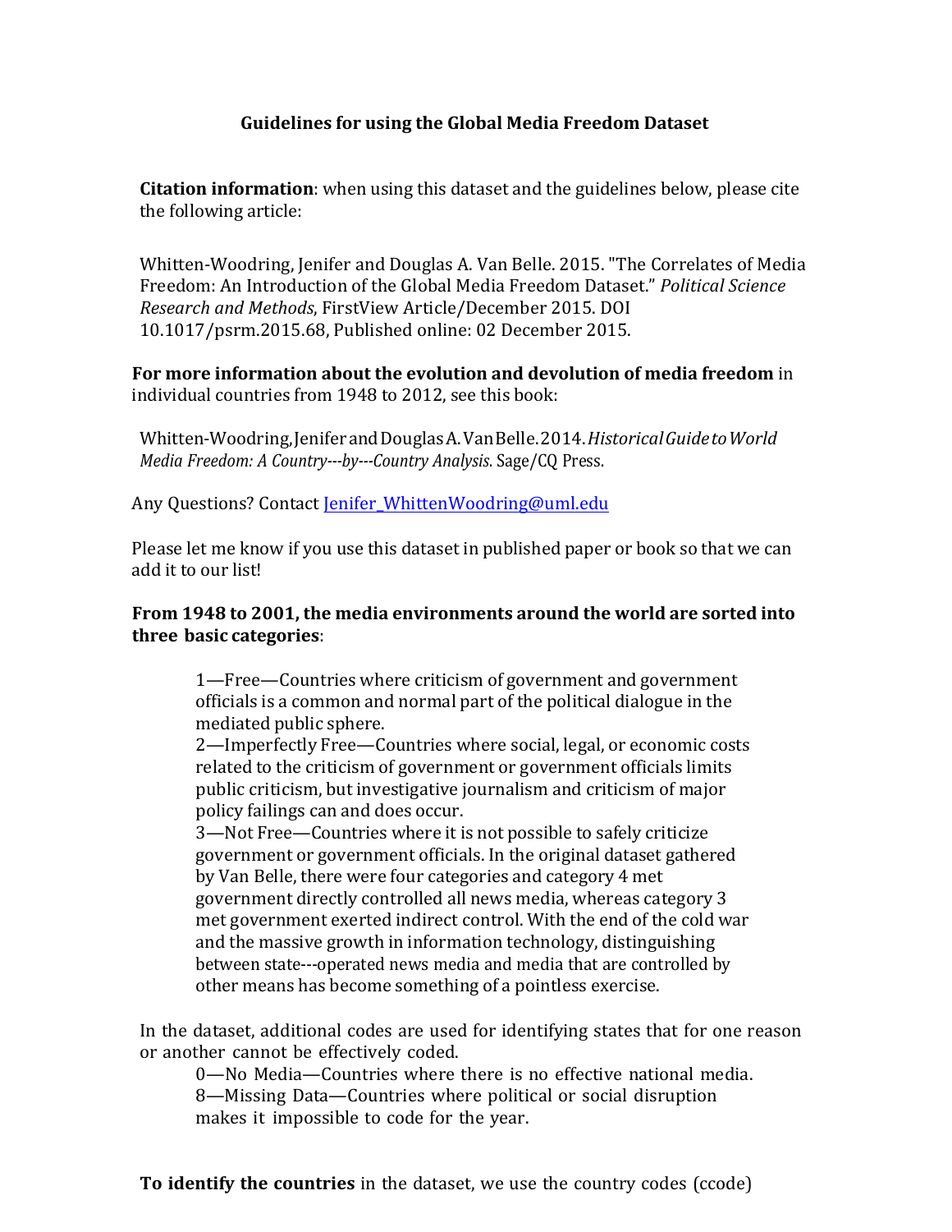# Guidelines for using the Global Media Freedom Dataset

**Citation information**: when using this dataset and the guidelines below, please cite the following article:

Whitten-Woodring, Jenifer and Douglas A. Van Belle. 2015. "The Correlates of Media Freedom: An Introduction of the Global Media Freedom Dataset." *Political Science Research and Methods*, FirstView Article/December 2015. DOI 10.1017/psrm.2015.68, Published online: 02 December 2015.

**For more information about the evolution and devolution of media freedom** in individual countries from 1948 to 2012, see this book:

Whitten-Woodring, Jenifer and Douglas A. Van Belle. 2014. *Historical Guide to World Media Freedom: A Country---by---Country Analysis*. Sage/CQ Press.

Any Questions? Contact Jenifer_WhittenWoodring@uml.edu

Please let me know if you use this dataset in published paper or book so that we can add it to our list!

**From 1948 to 2001, the media environments around the world are sorted into three basic categories**:

> 1—Free—Countries where criticism of government and government officials is a common and normal part of the political dialogue in the mediated public sphere.
>
> 2—Imperfectly Free—Countries where social, legal, or economic costs related to the criticism of government or government officials limits public criticism, but investigative journalism and criticism of major policy failings can and does occur.
>
> 3—Not Free—Countries where it is not possible to safely criticize government or government officials. In the original dataset gathered by Van Belle, there were four categories and category 4 met government directly controlled all news media, whereas category 3 met government exerted indirect control. With the end of the cold war and the massive growth in information technology, distinguishing between state---operated news media and media that are controlled by other means has become something of a pointless exercise.

In the dataset, additional codes are used for identifying states that for one reason or another cannot be effectively coded.

> 0—No Media—Countries where there is no effective national media.
>
> 8—Missing Data—Countries where political or social disruption makes it impossible to code for the year.

**To identify the countries** in the dataset, we use the country codes (ccode)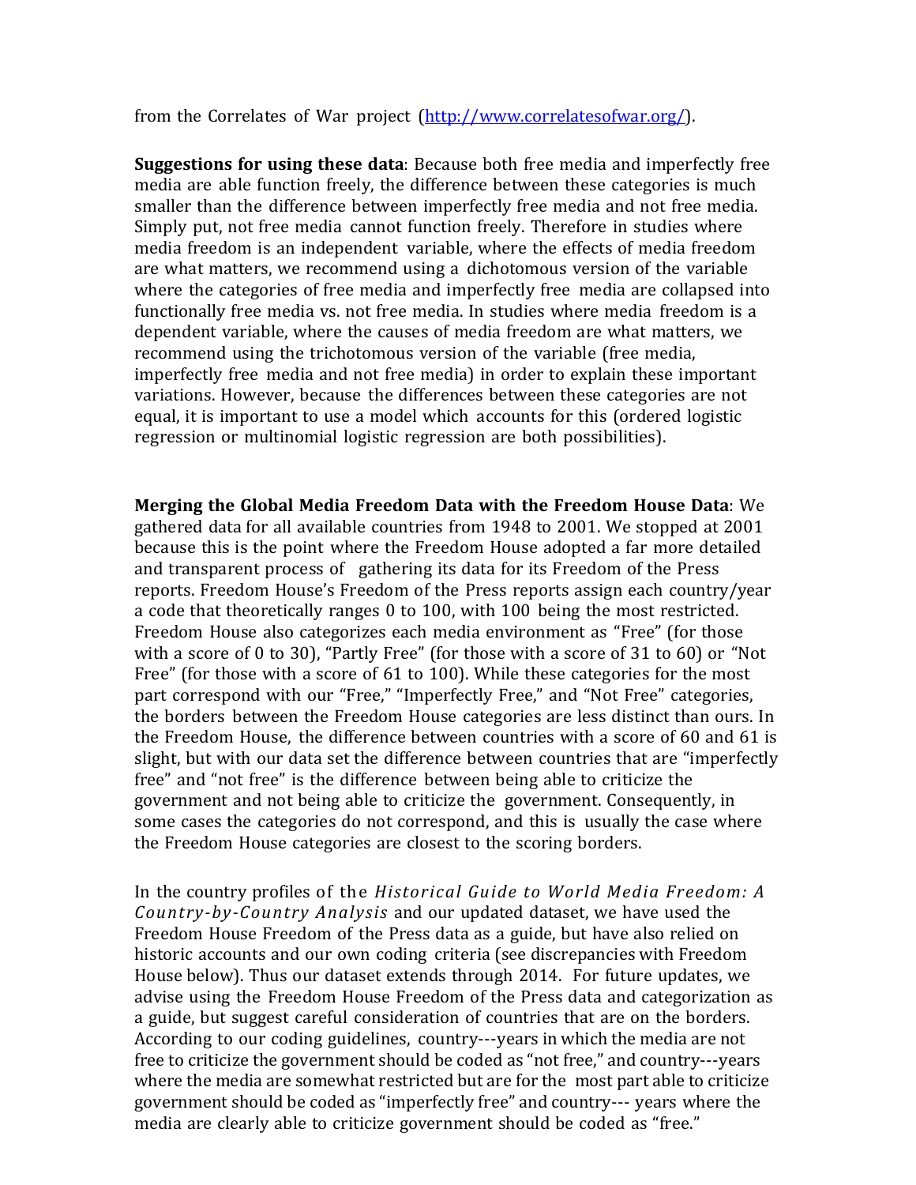from the Correlates of War project (http://www.correlatesofwar.org/).

**Suggestions for using these data**: Because both free media and imperfectly free media are able function freely, the difference between these categories is much smaller than the difference between imperfectly free media and not free media. Simply put, not free media cannot function freely. Therefore in studies where media freedom is an independent variable, where the effects of media freedom are what matters, we recommend using a dichotomous version of the variable where the categories of free media and imperfectly free media are collapsed into functionally free media vs. not free media. In studies where media freedom is a dependent variable, where the causes of media freedom are what matters, we recommend using the trichotomous version of the variable (free media, imperfectly free media and not free media) in order to explain these important variations. However, because the differences between these categories are not equal, it is important to use a model which accounts for this (ordered logistic regression or multinomial logistic regression are both possibilities).

**Merging the Global Media Freedom Data with the Freedom House Data**: We gathered data for all available countries from 1948 to 2001. We stopped at 2001 because this is the point where the Freedom House adopted a far more detailed and transparent process of gathering its data for its Freedom of the Press reports. Freedom House's Freedom of the Press reports assign each country/year a code that theoretically ranges 0 to 100, with 100 being the most restricted. Freedom House also categorizes each media environment as "Free" (for those with a score of 0 to 30), "Partly Free" (for those with a score of 31 to 60) or "Not Free" (for those with a score of 61 to 100). While these categories for the most part correspond with our "Free," "Imperfectly Free," and "Not Free" categories, the borders between the Freedom House categories are less distinct than ours. In the Freedom House, the difference between countries with a score of 60 and 61 is slight, but with our data set the difference between countries that are "imperfectly free" and "not free" is the difference between being able to criticize the government and not being able to criticize the government. Consequently, in some cases the categories do not correspond, and this is usually the case where the Freedom House categories are closest to the scoring borders.

In the country profiles of the *Historical Guide to World Media Freedom: A Country-by-Country Analysis* and our updated dataset, we have used the Freedom House Freedom of the Press data as a guide, but have also relied on historic accounts and our own coding criteria (see discrepancies with Freedom House below). Thus our dataset extends through 2014. For future updates, we advise using the Freedom House Freedom of the Press data and categorization as a guide, but suggest careful consideration of countries that are on the borders. According to our coding guidelines, country---years in which the media are not free to criticize the government should be coded as "not free," and country---years where the media are somewhat restricted but are for the most part able to criticize government should be coded as "imperfectly free" and country--- years where the media are clearly able to criticize government should be coded as "free."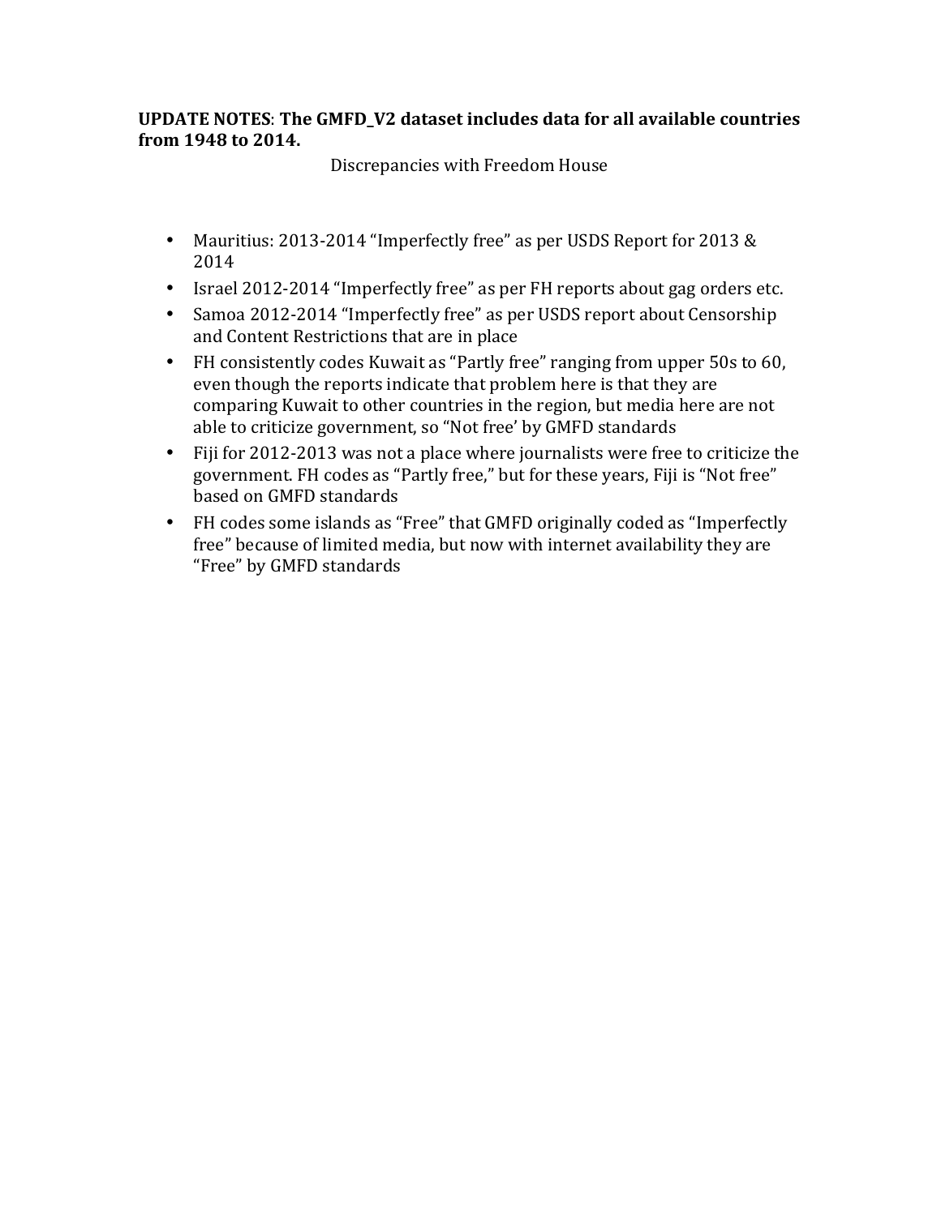**UPDATE NOTES**: **The GMFD_V2 dataset includes data for all available countries from 1948 to 2014.**

Discrepancies with Freedom House

- Mauritius: 2013-2014 "Imperfectly free" as per USDS Report for 2013 & 2014
- Israel 2012-2014 "Imperfectly free" as per FH reports about gag orders etc.
- Samoa 2012-2014 "Imperfectly free" as per USDS report about Censorship and Content Restrictions that are in place
- FH consistently codes Kuwait as "Partly free" ranging from upper 50s to 60, even though the reports indicate that problem here is that they are comparing Kuwait to other countries in the region, but media here are not able to criticize government, so "Not free' by GMFD standards
- Fiji for 2012-2013 was not a place where journalists were free to criticize the government. FH codes as "Partly free," but for these years, Fiji is "Not free" based on GMFD standards
- FH codes some islands as "Free" that GMFD originally coded as "Imperfectly free" because of limited media, but now with internet availability they are "Free" by GMFD standards